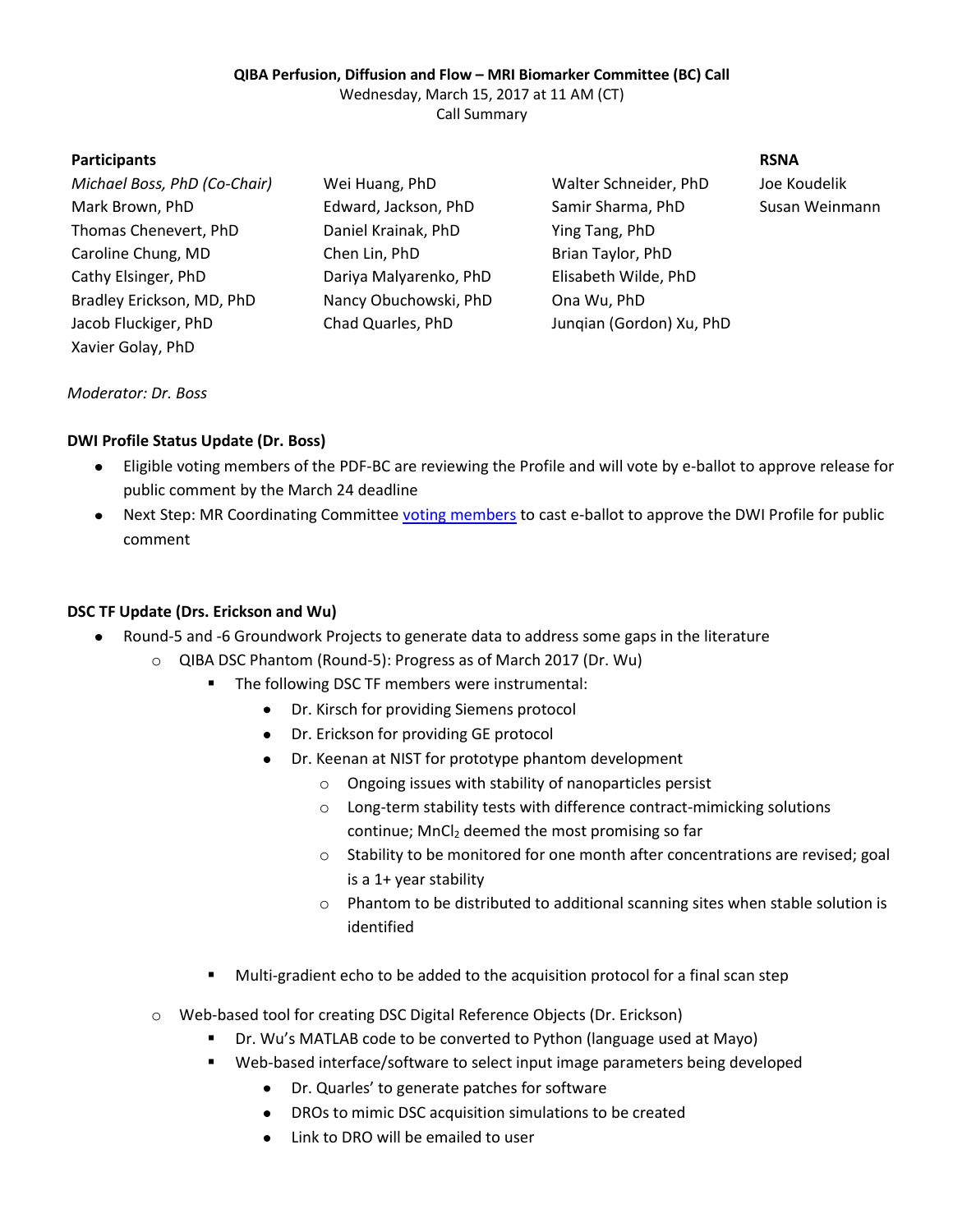**QIBA Perfusion, Diffusion and Flow – MRI Biomarker Committee (BC) Call**

Wednesday, March 15, 2017 at 11 AM (CT)

Call Summary

**Participants**

| | | | **RSNA** |
|---|---|---|---|
| *Michael Boss, PhD (Co-Chair)* | Wei Huang, PhD | Walter Schneider, PhD | Joe Koudelik |
| Mark Brown, PhD | Edward, Jackson, PhD | Samir Sharma, PhD | Susan Weinmann |
| Thomas Chenevert, PhD | Daniel Krainak, PhD | Ying Tang, PhD | |
| Caroline Chung, MD | Chen Lin, PhD | Brian Taylor, PhD | |
| Cathy Elsinger, PhD | Dariya Malyarenko, PhD | Elisabeth Wilde, PhD | |
| Bradley Erickson, MD, PhD | Nancy Obuchowski, PhD | Ona Wu, PhD | |
| Jacob Fluckiger, PhD | Chad Quarles, PhD | Junqian (Gordon) Xu, PhD | |
| Xavier Golay, PhD | | | |

*Moderator: Dr. Boss*

**DWI Profile Status Update (Dr. Boss)**

- Eligible voting members of the PDF-BC are reviewing the Profile and will vote by e-ballot to approve release for public comment by the March 24 deadline
- Next Step: MR Coordinating Committee voting members to cast e-ballot to approve the DWI Profile for public comment

**DSC TF Update (Drs. Erickson and Wu)**

- Round-5 and -6 Groundwork Projects to generate data to address some gaps in the literature
  - QIBA DSC Phantom (Round-5): Progress as of March 2017 (Dr. Wu)
    - The following DSC TF members were instrumental:
      - Dr. Kirsch for providing Siemens protocol
      - Dr. Erickson for providing GE protocol
      - Dr. Keenan at NIST for prototype phantom development
        - Ongoing issues with stability of nanoparticles persist
        - Long-term stability tests with difference contract-mimicking solutions continue; $MnCl_2$ deemed the most promising so far
        - Stability to be monitored for one month after concentrations are revised; goal is a 1+ year stability
        - Phantom to be distributed to additional scanning sites when stable solution is identified
    - Multi-gradient echo to be added to the acquisition protocol for a final scan step
  - Web-based tool for creating DSC Digital Reference Objects (Dr. Erickson)
    - Dr. Wu's MATLAB code to be converted to Python (language used at Mayo)
    - Web-based interface/software to select input image parameters being developed
      - Dr. Quarles' to generate patches for software
      - DROs to mimic DSC acquisition simulations to be created
      - Link to DRO will be emailed to user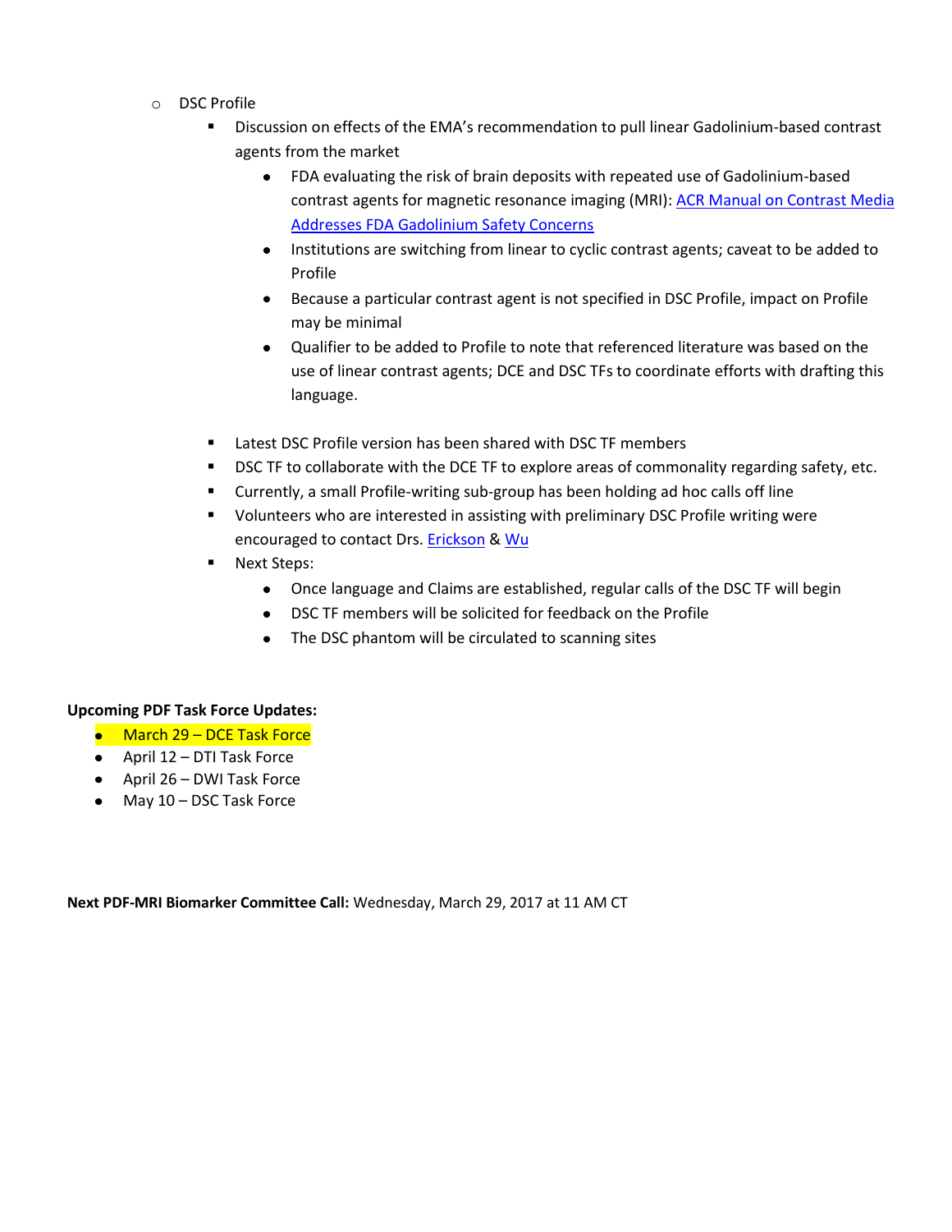- DSC Profile
  - Discussion on effects of the EMA's recommendation to pull linear Gadolinium-based contrast agents from the market
    - FDA evaluating the risk of brain deposits with repeated use of Gadolinium-based contrast agents for magnetic resonance imaging (MRI): [ACR Manual on Contrast Media Addresses FDA Gadolinium Safety Concerns]()
    - Institutions are switching from linear to cyclic contrast agents; caveat to be added to Profile
    - Because a particular contrast agent is not specified in DSC Profile, impact on Profile may be minimal
    - Qualifier to be added to Profile to note that referenced literature was based on the use of linear contrast agents; DCE and DSC TFs to coordinate efforts with drafting this language.
  - Latest DSC Profile version has been shared with DSC TF members
  - DSC TF to collaborate with the DCE TF to explore areas of commonality regarding safety, etc.
  - Currently, a small Profile-writing sub-group has been holding ad hoc calls off line
  - Volunteers who are interested in assisting with preliminary DSC Profile writing were encouraged to contact Drs. [Erickson]() & [Wu]()
  - Next Steps:
    - Once language and Claims are established, regular calls of the DSC TF will begin
    - DSC TF members will be solicited for feedback on the Profile
    - The DSC phantom will be circulated to scanning sites

**Upcoming PDF Task Force Updates:**

- March 29 – DCE Task Force
- April 12 – DTI Task Force
- April 26 – DWI Task Force
- May 10 – DSC Task Force

**Next PDF-MRI Biomarker Committee Call:** Wednesday, March 29, 2017 at 11 AM CT